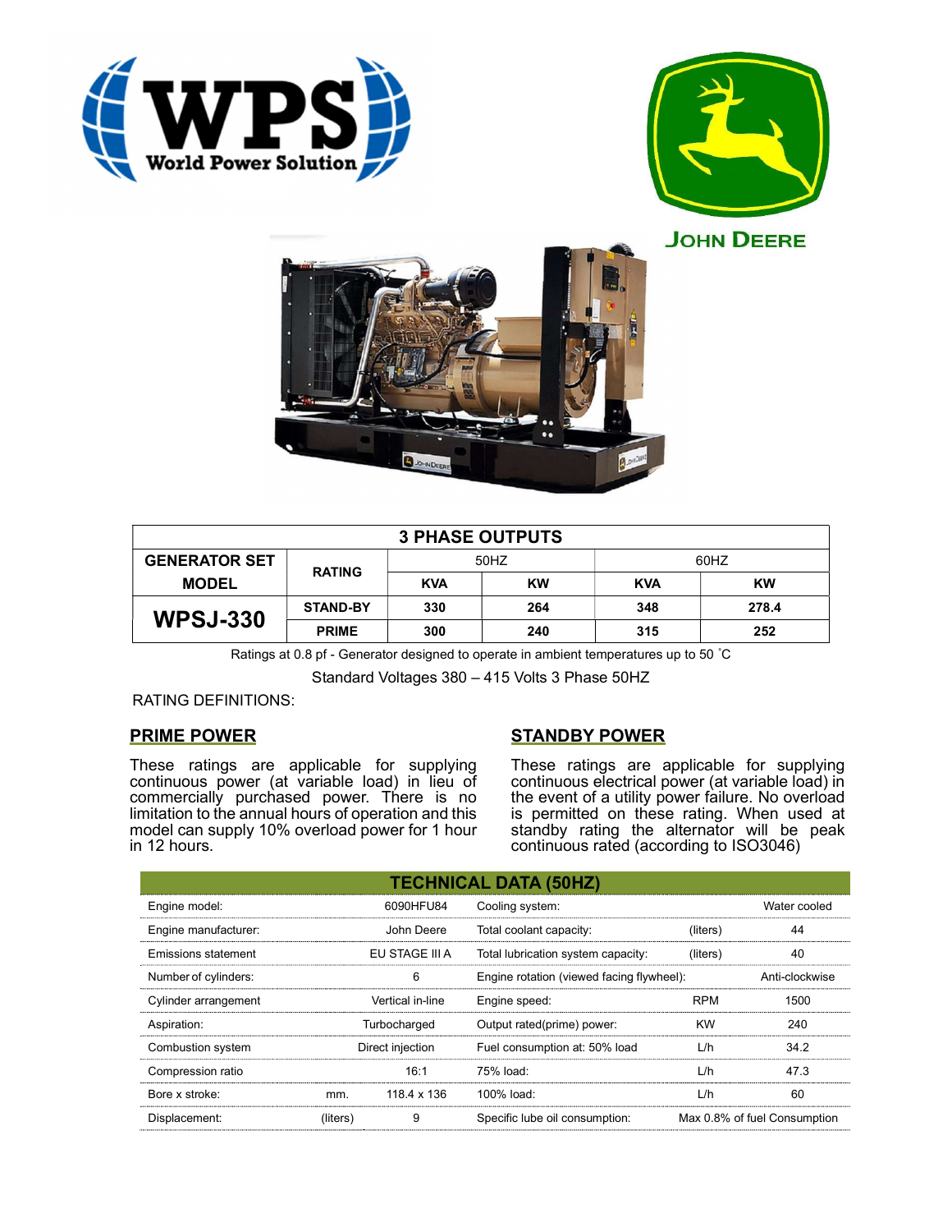# 3 PHASE OUTPUTS

| GENERATOR SET MODEL | RATING | 50HZ | | 60HZ | |
|---|---|---|---|---|---|
| | | KVA | KW | KVA | KW |
| WPSJ-330 | STAND-BY | 330 | 264 | 348 | 278.4 |
| | PRIME | 300 | 240 | 315 | 252 |

Ratings at 0.8 pf - Generator designed to operate in ambient temperatures up to 50 ˚C

Standard Voltages 380 – 415 Volts 3 Phase 50HZ

RATING DEFINITIONS:

## PRIME POWER

These ratings are applicable for supplying continuous power (at variable load) in lieu of commercially purchased power. There is no limitation to the annual hours of operation and this model can supply 10% overload power for 1 hour in 12 hours.

## STANDBY POWER

These ratings are applicable for supplying continuous electrical power (at variable load) in the event of a utility power failure. No overload is permitted on these rating. When used at standby rating the alternator will be peak continuous rated (according to ISO3046)

## TECHNICAL DATA (50HZ)

| | | | | | |
|---|---|---|---|---|---|
| Engine model: | | 6090HFU84 | Cooling system: | | Water cooled |
| Engine manufacturer: | | John Deere | Total coolant capacity: | (liters) | 44 |
| Emissions statement | | EU STAGE III A | Total lubrication system capacity: | (liters) | 40 |
| Number of cylinders: | | 6 | Engine rotation (viewed facing flywheel): | | Anti-clockwise |
| Cylinder arrangement | | Vertical in-line | Engine speed: | RPM | 1500 |
| Aspiration: | | Turbocharged | Output rated(prime) power: | KW | 240 |
| Combustion system | | Direct injection | Fuel consumption at: 50% load | L/h | 34.2 |
| Compression ratio | | 16:1 | 75% load: | L/h | 47.3 |
| Bore x stroke: | mm. | 118.4 x 136 | 100% load: | L/h | 60 |
| Displacement: | (liters) | 9 | Specific lube oil consumption: | | Max 0.8% of fuel Consumption |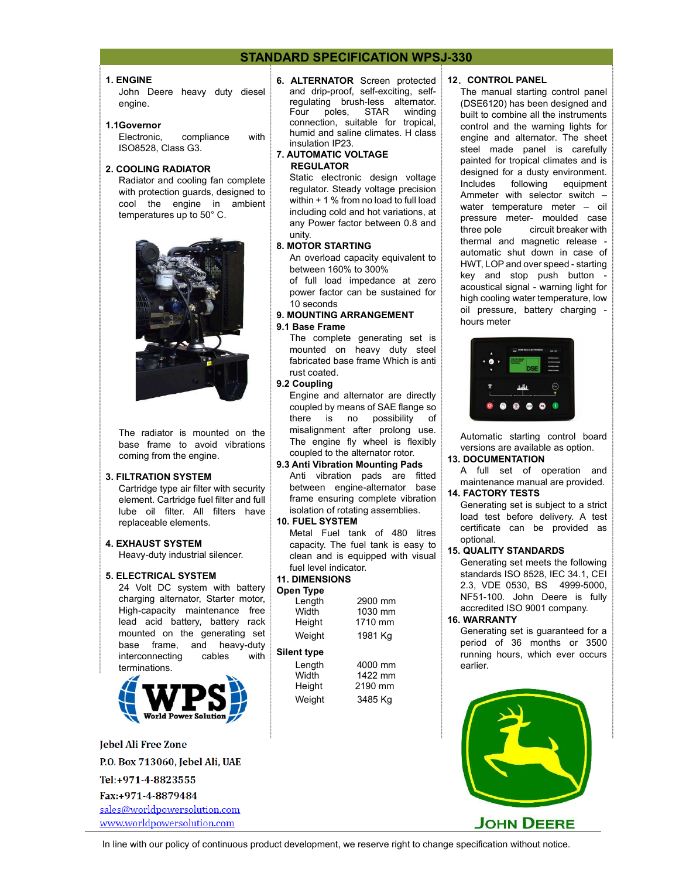# STANDARD SPECIFICATION WPSJ-330

**1. ENGINE**

John Deere heavy duty diesel engine.

**1.1Governor**

Electronic, compliance with ISO8528, Class G3.

**2. COOLING RADIATOR**

Radiator and cooling fan complete with protection guards, designed to cool the engine in ambient temperatures up to 50° C.

The radiator is mounted on the base frame to avoid vibrations coming from the engine.

**3. FILTRATION SYSTEM**

Cartridge type air filter with security element. Cartridge fuel filter and full lube oil filter. All filters have replaceable elements.

**4. EXHAUST SYSTEM**

Heavy-duty industrial silencer.

**5. ELECTRICAL SYSTEM**

24 Volt DC system with battery charging alternator, Starter motor, High-capacity maintenance free lead acid battery, battery rack mounted on the generating set base frame, and heavy-duty interconnecting cables with terminations.

Jebel Ali Free Zone
P.O. Box 713060, Jebel Ali, UAE
Tel:+971-4-8823555
Fax:+971-4-8879484
sales@worldpowersolution.com
www.worldpowersolution.com

**6. ALTERNATOR** Screen protected and drip-proof, self-exciting, self-regulating brush-less alternator. Four poles, STAR winding connection, suitable for tropical, humid and saline climates. H class insulation IP23.

**7. AUTOMATIC VOLTAGE REGULATOR**

Static electronic design voltage regulator. Steady voltage precision within + 1 % from no load to full load including cold and hot variations, at any Power factor between 0.8 and unity.

**8. MOTOR STARTING**

An overload capacity equivalent to between 160% to 300% of full load impedance at zero power factor can be sustained for 10 seconds

**9. MOUNTING ARRANGEMENT**

**9.1 Base Frame**

The complete generating set is mounted on heavy duty steel fabricated base frame Which is anti rust coated.

**9.2 Coupling**

Engine and alternator are directly coupled by means of SAE flange so there is no possibility of misalignment after prolong use. The engine fly wheel is flexibly coupled to the alternator rotor.

**9.3 Anti Vibration Mounting Pads**

Anti vibration pads are fitted between engine-alternator base frame ensuring complete vibration isolation of rotating assemblies.

**10. FUEL SYSTEM**

Metal Fuel tank of 480 litres capacity. The fuel tank is easy to clean and is equipped with visual fuel level indicator.

**11. DIMENSIONS**

**Open Type**

| | |
|---|---|
| Length | 2900 mm |
| Width | 1030 mm |
| Height | 1710 mm |
| Weight | 1981 Kg |

**Silent type**

| | |
|---|---|
| Length | 4000 mm |
| Width | 1422 mm |
| Height | 2190 mm |
| Weight | 3485 Kg |

**12. CONTROL PANEL**

The manual starting control panel (DSE6120) has been designed and built to combine all the instruments control and the warning lights for engine and alternator. The sheet steel made panel is carefully painted for tropical climates and is designed for a dusty environment. Includes following equipment Ammeter with selector switch – water temperature meter – oil pressure meter- moulded case three pole circuit breaker with thermal and magnetic release - automatic shut down in case of HWT, LOP and over speed - starting key and stop push button - acoustical signal - warning light for high cooling water temperature, low oil pressure, battery charging - hours meter

Automatic starting control board versions are available as option.

**13. DOCUMENTATION**

A full set of operation and maintenance manual are provided.

**14. FACTORY TESTS**

Generating set is subject to a strict load test before delivery. A test certificate can be provided as optional.

**15. QUALITY STANDARDS**

Generating set meets the following standards ISO 8528, IEC 34.1, CEI 2.3, VDE 0530, BS 4999-5000, NF51-100. John Deere is fully accredited ISO 9001 company.

**16. WARRANTY**

Generating set is guaranteed for a period of 36 months or 3500 running hours, which ever occurs earlier.

In line with our policy of continuous product development, we reserve right to change specification without notice.